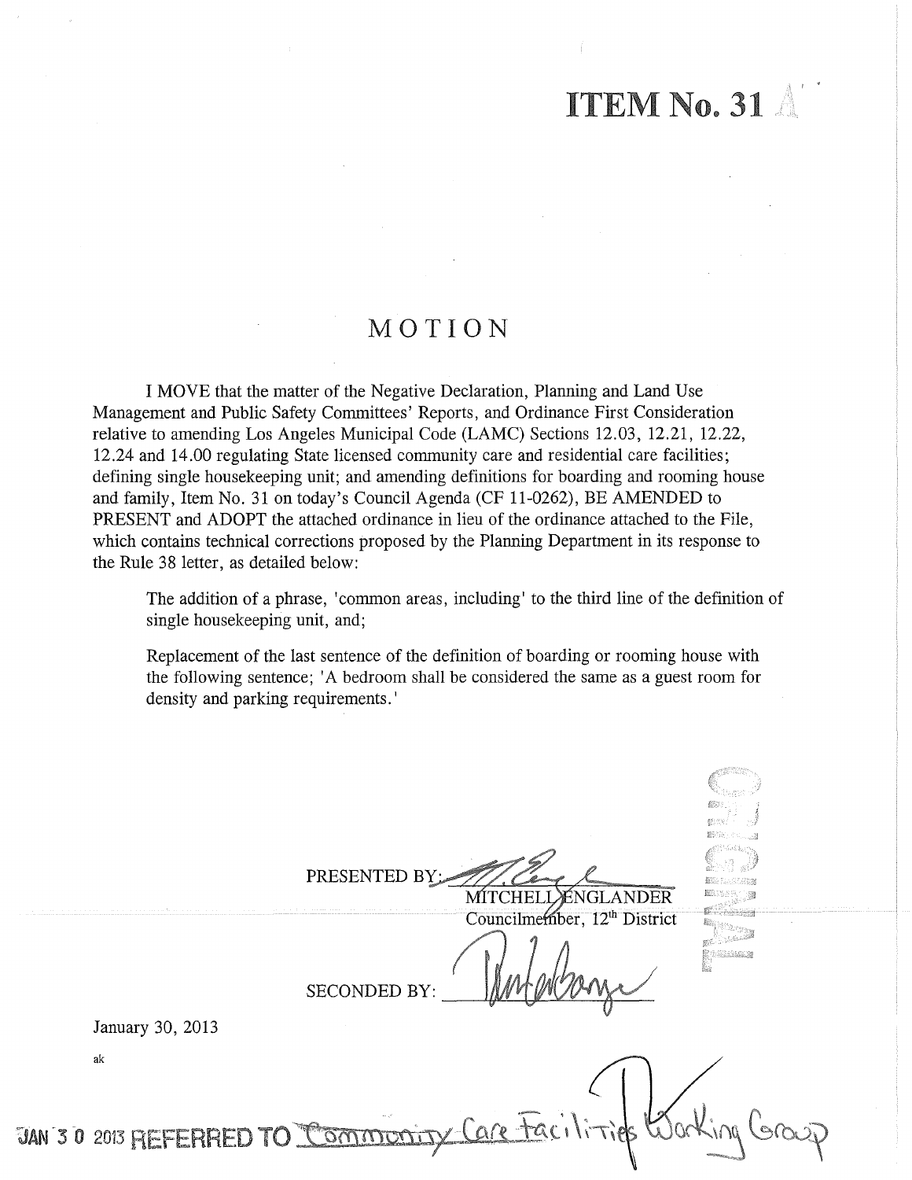# ITEM No. 31

## MOTION

I MOVE that the matter of the Negative Declaration, Planning and Land Use Management and Public Safety Committees' Reports, and Ordinance First Consideration relative to amending Los Angeles Municipal Code (LAMC) Sections 12.03, 12.21, 12.22, 12.24 and 14.00 regulating State licensed community care and residential care facilities; defining single housekeeping unit; and amending definitions for boarding and rooming house and family, Item No. 31 on today's Council Agenda (CF 11-0262), BE AMENDED to PRESENT and ADOPT the attached ordinance in lieu of the ordinance attached to the File, which contains technical corrections proposed by the Planning Department in its response to the Rule 38 letter, as detailed below:

> The addition of a phrase, 'common areas, including' to the third line of the definition of single housekeeping unit, and;
>
> Replacement of the last sentence of the definition of boarding or rooming house with the following sentence; 'A bedroom shall be considered the same as a guest room for density and parking requirements.'

PRESENTED BY: ______________________
MITCHELL ENGLANDER
Councilmember, 12th District

SECONDED BY: ______________________

January 30, 2013

ak

JAN 30 2013 REFERRED TO Community Care Facilities Working Group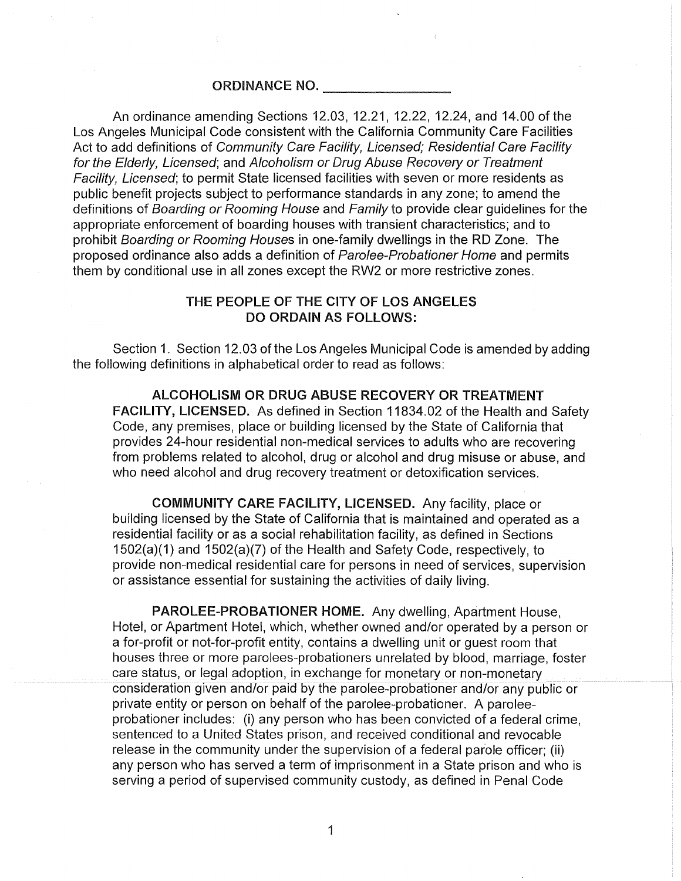ORDINANCE NO. ________________

An ordinance amending Sections 12.03, 12.21, 12.22, 12.24, and 14.00 of the Los Angeles Municipal Code consistent with the California Community Care Facilities Act to add definitions of *Community Care Facility, Licensed; Residential Care Facility for the Elderly, Licensed*; and *Alcoholism or Drug Abuse Recovery or Treatment Facility, Licensed*; to permit State licensed facilities with seven or more residents as public benefit projects subject to performance standards in any zone; to amend the definitions of *Boarding or Rooming House* and *Family* to provide clear guidelines for the appropriate enforcement of boarding houses with transient characteristics; and to prohibit *Boarding or Rooming House*s in one-family dwellings in the RD Zone. The proposed ordinance also adds a definition of *Parolee-Probationer Home* and permits them by conditional use in all zones except the RW2 or more restrictive zones.

**THE PEOPLE OF THE CITY OF LOS ANGELES DO ORDAIN AS FOLLOWS:**

Section 1. Section 12.03 of the Los Angeles Municipal Code is amended by adding the following definitions in alphabetical order to read as follows:

**ALCOHOLISM OR DRUG ABUSE RECOVERY OR TREATMENT FACILITY, LICENSED.** As defined in Section 11834.02 of the Health and Safety Code, any premises, place or building licensed by the State of California that provides 24-hour residential non-medical services to adults who are recovering from problems related to alcohol, drug or alcohol and drug misuse or abuse, and who need alcohol and drug recovery treatment or detoxification services.

**COMMUNITY CARE FACILITY, LICENSED.** Any facility, place or building licensed by the State of California that is maintained and operated as a residential facility or as a social rehabilitation facility, as defined in Sections 1502(a)(1) and 1502(a)(7) of the Health and Safety Code, respectively, to provide non-medical residential care for persons in need of services, supervision or assistance essential for sustaining the activities of daily living.

**PAROLEE-PROBATIONER HOME.** Any dwelling, Apartment House, Hotel, or Apartment Hotel, which, whether owned and/or operated by a person or a for-profit or not-for-profit entity, contains a dwelling unit or guest room that houses three or more parolees-probationers unrelated by blood, marriage, foster care status, or legal adoption, in exchange for monetary or non-monetary consideration given and/or paid by the parolee-probationer and/or any public or private entity or person on behalf of the parolee-probationer. A parolee-probationer includes: (i) any person who has been convicted of a federal crime, sentenced to a United States prison, and received conditional and revocable release in the community under the supervision of a federal parole officer; (ii) any person who has served a term of imprisonment in a State prison and who is serving a period of supervised community custody, as defined in Penal Code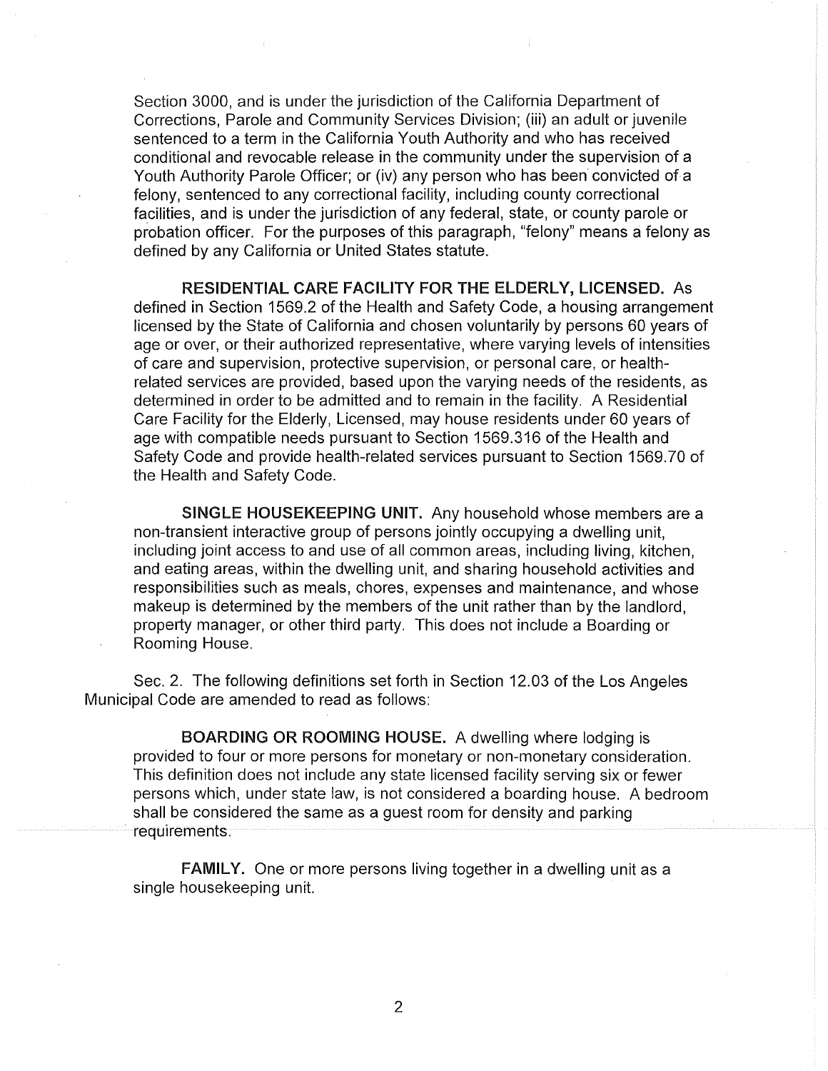Section 3000, and is under the jurisdiction of the California Department of Corrections, Parole and Community Services Division; (iii) an adult or juvenile sentenced to a term in the California Youth Authority and who has received conditional and revocable release in the community under the supervision of a Youth Authority Parole Officer; or (iv) any person who has been convicted of a felony, sentenced to any correctional facility, including county correctional facilities, and is under the jurisdiction of any federal, state, or county parole or probation officer. For the purposes of this paragraph, "felony" means a felony as defined by any California or United States statute.

**RESIDENTIAL CARE FACILITY FOR THE ELDERLY, LICENSED.** As defined in Section 1569.2 of the Health and Safety Code, a housing arrangement licensed by the State of California and chosen voluntarily by persons 60 years of age or over, or their authorized representative, where varying levels of intensities of care and supervision, protective supervision, or personal care, or health-related services are provided, based upon the varying needs of the residents, as determined in order to be admitted and to remain in the facility. A Residential Care Facility for the Elderly, Licensed, may house residents under 60 years of age with compatible needs pursuant to Section 1569.316 of the Health and Safety Code and provide health-related services pursuant to Section 1569.70 of the Health and Safety Code.

**SINGLE HOUSEKEEPING UNIT.** Any household whose members are a non-transient interactive group of persons jointly occupying a dwelling unit, including joint access to and use of all common areas, including living, kitchen, and eating areas, within the dwelling unit, and sharing household activities and responsibilities such as meals, chores, expenses and maintenance, and whose makeup is determined by the members of the unit rather than by the landlord, property manager, or other third party. This does not include a Boarding or Rooming House.

Sec. 2. The following definitions set forth in Section 12.03 of the Los Angeles Municipal Code are amended to read as follows:

**BOARDING OR ROOMING HOUSE.** A dwelling where lodging is provided to four or more persons for monetary or non-monetary consideration. This definition does not include any state licensed facility serving six or fewer persons which, under state law, is not considered a boarding house. A bedroom shall be considered the same as a guest room for density and parking requirements.

**FAMILY.** One or more persons living together in a dwelling unit as a single housekeeping unit.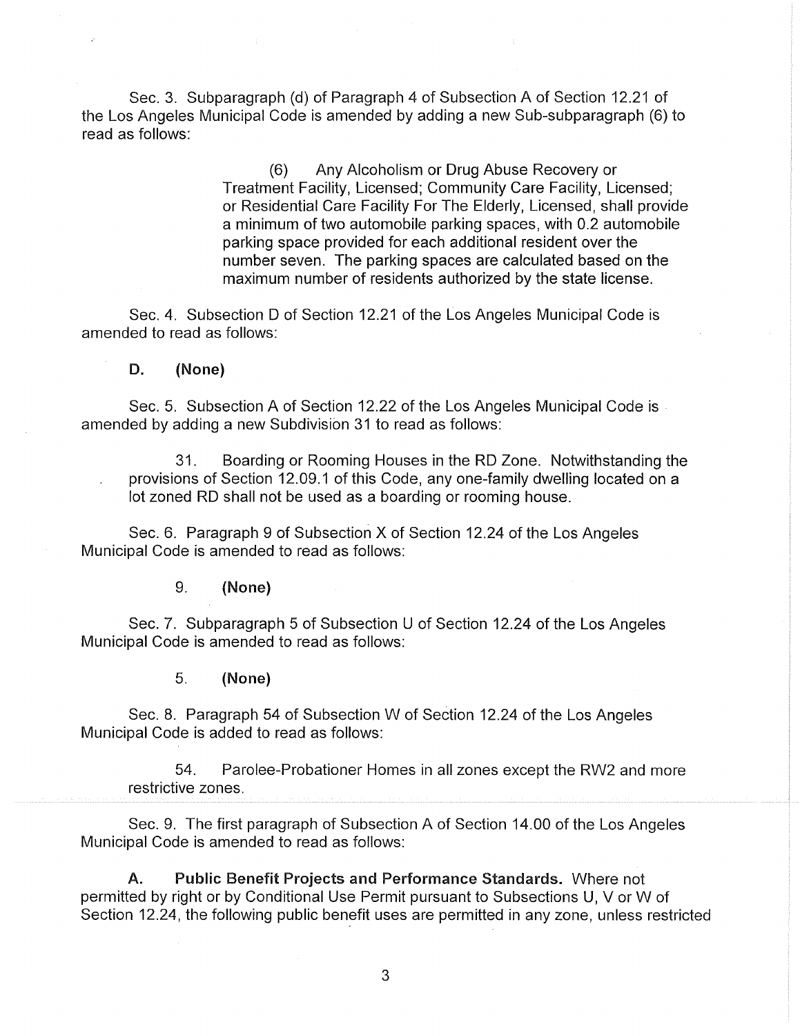Sec. 3. Subparagraph (d) of Paragraph 4 of Subsection A of Section 12.21 of the Los Angeles Municipal Code is amended by adding a new Sub-subparagraph (6) to read as follows:

> (6) Any Alcoholism or Drug Abuse Recovery or Treatment Facility, Licensed; Community Care Facility, Licensed; or Residential Care Facility For The Elderly, Licensed, shall provide a minimum of two automobile parking spaces, with 0.2 automobile parking space provided for each additional resident over the number seven. The parking spaces are calculated based on the maximum number of residents authorized by the state license.

Sec. 4. Subsection D of Section 12.21 of the Los Angeles Municipal Code is amended to read as follows:

**D. (None)**

Sec. 5. Subsection A of Section 12.22 of the Los Angeles Municipal Code is amended by adding a new Subdivision 31 to read as follows:

> 31. Boarding or Rooming Houses in the RD Zone. Notwithstanding the provisions of Section 12.09.1 of this Code, any one-family dwelling located on a lot zoned RD shall not be used as a boarding or rooming house.

Sec. 6. Paragraph 9 of Subsection X of Section 12.24 of the Los Angeles Municipal Code is amended to read as follows:

> 9. **(None)**

Sec. 7. Subparagraph 5 of Subsection U of Section 12.24 of the Los Angeles Municipal Code is amended to read as follows:

> 5. **(None)**

Sec. 8. Paragraph 54 of Subsection W of Section 12.24 of the Los Angeles Municipal Code is added to read as follows:

> 54. Parolee-Probationer Homes in all zones except the RW2 and more restrictive zones.

Sec. 9. The first paragraph of Subsection A of Section 14.00 of the Los Angeles Municipal Code is amended to read as follows:

**A. Public Benefit Projects and Performance Standards.** Where not permitted by right or by Conditional Use Permit pursuant to Subsections U, V or W of Section 12.24, the following public benefit uses are permitted in any zone, unless restricted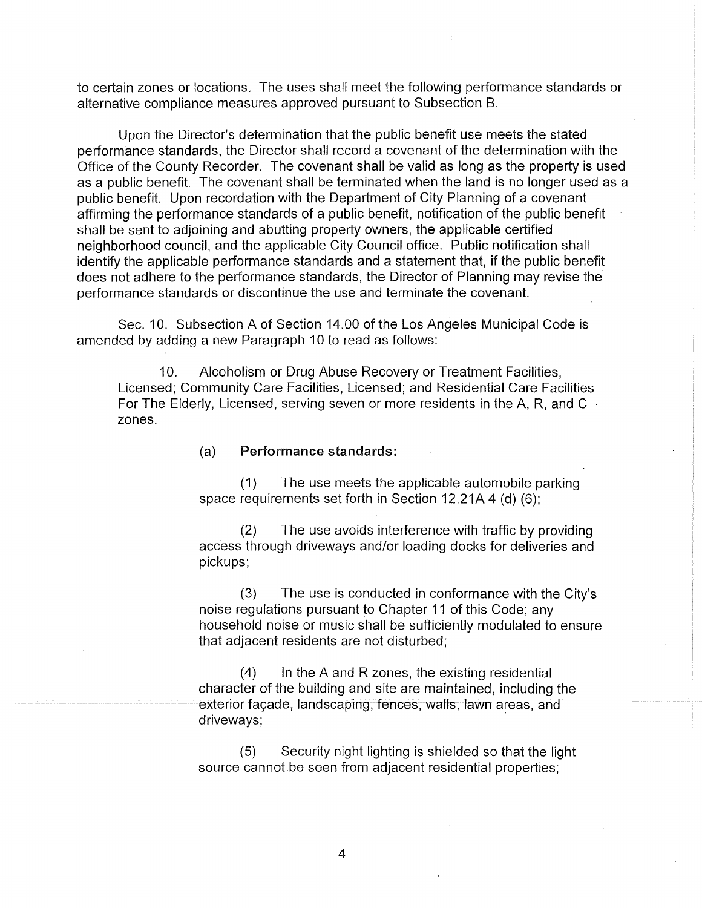to certain zones or locations. The uses shall meet the following performance standards or alternative compliance measures approved pursuant to Subsection B.

Upon the Director's determination that the public benefit use meets the stated performance standards, the Director shall record a covenant of the determination with the Office of the County Recorder. The covenant shall be valid as long as the property is used as a public benefit. The covenant shall be terminated when the land is no longer used as a public benefit. Upon recordation with the Department of City Planning of a covenant affirming the performance standards of a public benefit, notification of the public benefit shall be sent to adjoining and abutting property owners, the applicable certified neighborhood council, and the applicable City Council office. Public notification shall identify the applicable performance standards and a statement that, if the public benefit does not adhere to the performance standards, the Director of Planning may revise the performance standards or discontinue the use and terminate the covenant.

Sec. 10. Subsection A of Section 14.00 of the Los Angeles Municipal Code is amended by adding a new Paragraph 10 to read as follows:

10. Alcoholism or Drug Abuse Recovery or Treatment Facilities, Licensed; Community Care Facilities, Licensed; and Residential Care Facilities For The Elderly, Licensed, serving seven or more residents in the A, R, and C zones.

(a) **Performance standards:**

(1) The use meets the applicable automobile parking space requirements set forth in Section 12.21A 4 (d) (6);

(2) The use avoids interference with traffic by providing access through driveways and/or loading docks for deliveries and pickups;

(3) The use is conducted in conformance with the City's noise regulations pursuant to Chapter 11 of this Code; any household noise or music shall be sufficiently modulated to ensure that adjacent residents are not disturbed;

(4) In the A and R zones, the existing residential character of the building and site are maintained, including the exterior façade, landscaping, fences, walls, lawn areas, and driveways;

(5) Security night lighting is shielded so that the light source cannot be seen from adjacent residential properties;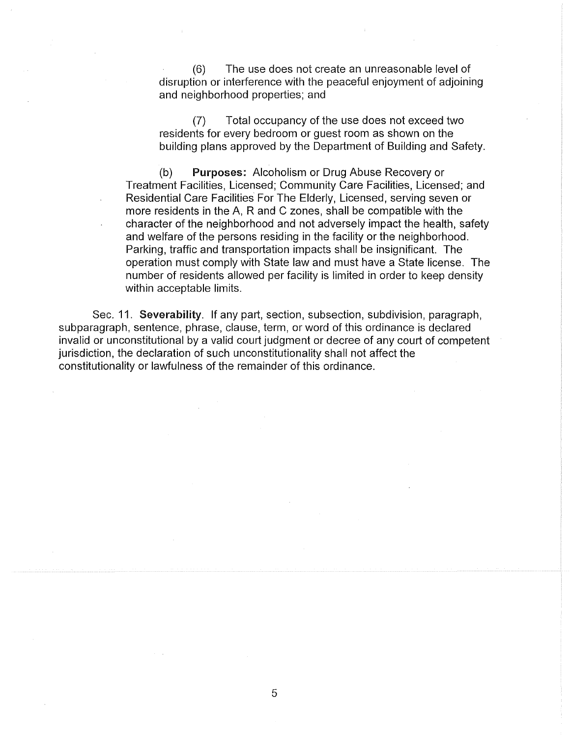(6) The use does not create an unreasonable level of disruption or interference with the peaceful enjoyment of adjoining and neighborhood properties; and

(7) Total occupancy of the use does not exceed two residents for every bedroom or guest room as shown on the building plans approved by the Department of Building and Safety.

(b) **Purposes:** Alcoholism or Drug Abuse Recovery or Treatment Facilities, Licensed; Community Care Facilities, Licensed; and Residential Care Facilities For The Elderly, Licensed, serving seven or more residents in the A, R and C zones, shall be compatible with the character of the neighborhood and not adversely impact the health, safety and welfare of the persons residing in the facility or the neighborhood. Parking, traffic and transportation impacts shall be insignificant. The operation must comply with State law and must have a State license. The number of residents allowed per facility is limited in order to keep density within acceptable limits.

Sec. 11. **Severability**. If any part, section, subsection, subdivision, paragraph, subparagraph, sentence, phrase, clause, term, or word of this ordinance is declared invalid or unconstitutional by a valid court judgment or decree of any court of competent jurisdiction, the declaration of such unconstitutionality shall not affect the constitutionality or lawfulness of the remainder of this ordinance.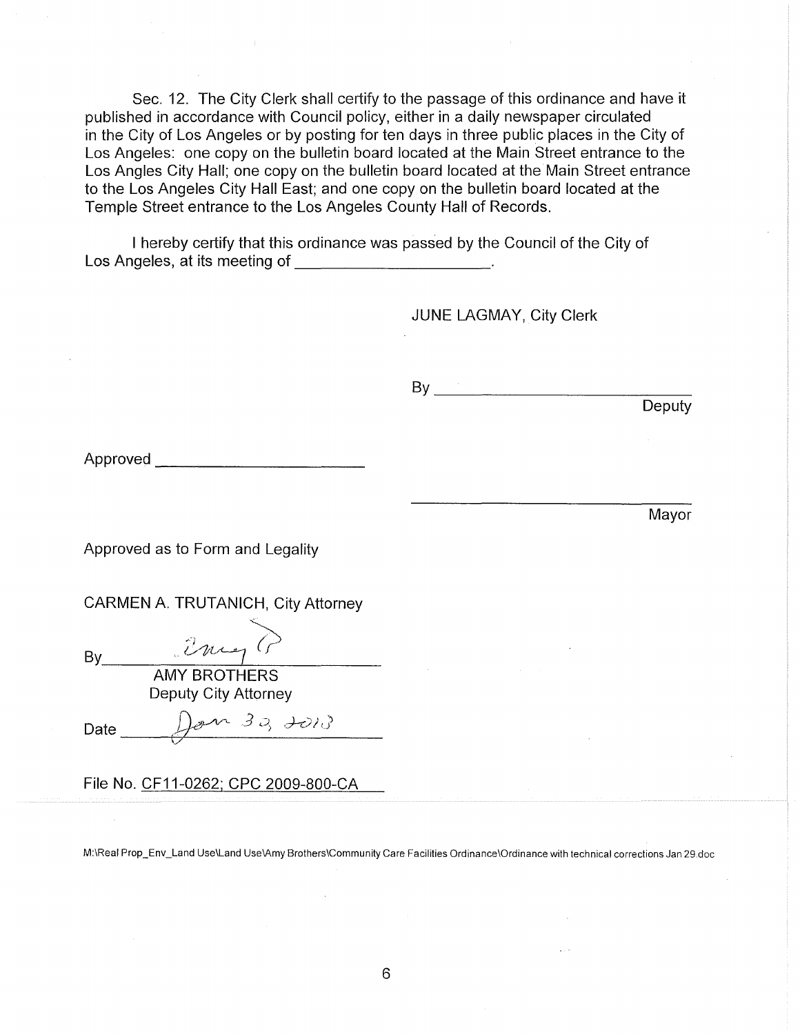Sec. 12. The City Clerk shall certify to the passage of this ordinance and have it published in accordance with Council policy, either in a daily newspaper circulated in the City of Los Angeles or by posting for ten days in three public places in the City of Los Angeles: one copy on the bulletin board located at the Main Street entrance to the Los Angles City Hall; one copy on the bulletin board located at the Main Street entrance to the Los Angeles City Hall East; and one copy on the bulletin board located at the Temple Street entrance to the Los Angeles County Hall of Records.

I hereby certify that this ordinance was passed by the Council of the City of Los Angeles, at its meeting of \_\_\_\_\_\_\_\_\_\_\_\_\_\_\_\_\_\_\_\_\_\_.

JUNE LAGMAY, City Clerk

By \_\_\_\_\_\_\_\_\_\_\_\_\_\_\_\_\_\_\_\_\_\_\_\_\_\_\_\_\_\_
Deputy

Approved \_\_\_\_\_\_\_\_\_\_\_\_\_\_\_\_\_\_\_\_\_\_\_\_\_\_

\_\_\_\_\_\_\_\_\_\_\_\_\_\_\_\_\_\_\_\_\_\_\_\_\_\_\_\_\_\_
Mayor

Approved as to Form and Legality

CARMEN A. TRUTANICH, City Attorney

By \_\_\_\_\_\_\_\_\_\_\_\_\_\_\_\_\_\_\_\_\_\_\_\_\_\_\_\_\_\_
AMY BROTHERS
Deputy City Attorney

Date Jan 30, 2013

File No. CF11-0262; CPC 2009-800-CA

M:\Real Prop_Env_Land Use\Land Use\Amy Brothers\Community Care Facilities Ordinance\Ordinance with technical corrections Jan 29.doc